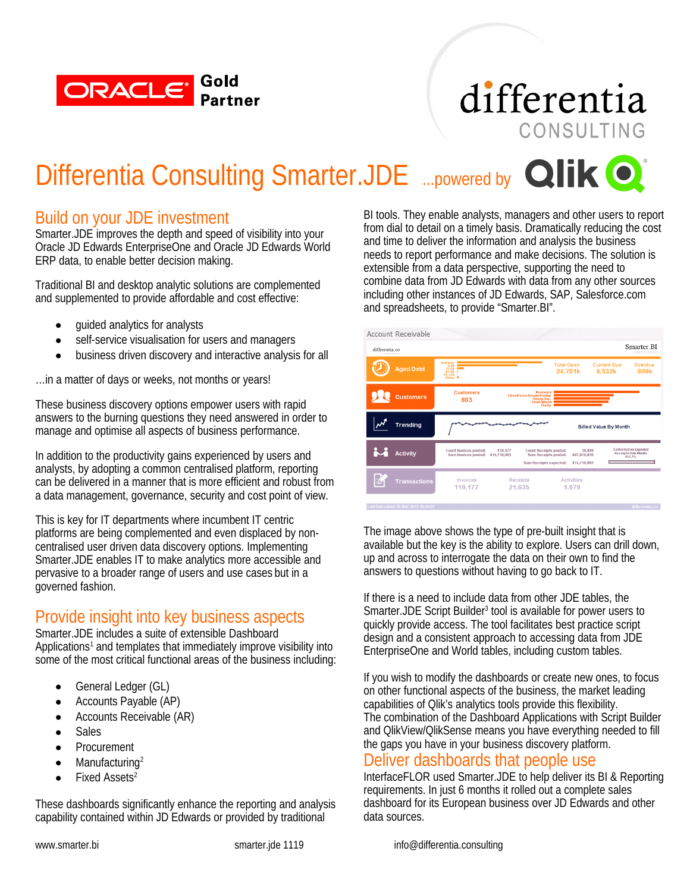Oracle Gold Partner

differentia CONSULTING

# Differentia Consulting Smarter.JDE ...powered by Qlik

## Build on your JDE investment

Smarter.JDE improves the depth and speed of visibility into your Oracle JD Edwards EnterpriseOne and Oracle JD Edwards World ERP data, to enable better decision making.

Traditional BI and desktop analytic solutions are complemented and supplemented to provide affordable and cost effective:

- guided analytics for analysts
- self-service visualisation for users and managers
- business driven discovery and interactive analysis for all

...in a matter of days or weeks, not months or years!

These business discovery options empower users with rapid answers to the burning questions they need answered in order to manage and optimise all aspects of business performance.

In addition to the productivity gains experienced by users and analysts, by adopting a common centralised platform, reporting can be delivered in a manner that is more efficient and robust from a data management, governance, security and cost point of view.

This is key for IT departments where incumbent IT centric platforms are being complemented and even displaced by non-centralised user driven data discovery options. Implementing Smarter.JDE enables IT to make analytics more accessible and pervasive to a broader range of users and use cases but in a governed fashion.

## Provide insight into key business aspects

Smarter.JDE includes a suite of extensible Dashboard Applications[1] and templates that immediately improve visibility into some of the most critical functional areas of the business including:

- General Ledger (GL)
- Accounts Payable (AP)
- Accounts Receivable (AR)
- Sales
- Procurement
- Manufacturing[2]
- Fixed Assets[2]

These dashboards significantly enhance the reporting and analysis capability contained within JD Edwards or provided by traditional BI tools. They enable analysts, managers and other users to report from dial to detail on a timely basis. Dramatically reducing the cost and time to deliver the information and analysis the business needs to report performance and make decisions. The solution is extensible from a data perspective, supporting the need to combine data from JD Edwards with data from any other sources including other instances of JD Edwards, SAP, Salesforce.com and spreadsheets, to provide "Smarter.BI".

The image above shows the type of pre-built insight that is available but the key is the ability to explore. Users can drill down, up and across to interrogate the data on their own to find the answers to questions without having to go back to IT.

If there is a need to include data from other JDE tables, the Smarter.JDE Script Builder[3] tool is available for power users to quickly provide access. The tool facilitates best practice script design and a consistent approach to accessing data from JDE EnterpriseOne and World tables, including custom tables.

If you wish to modify the dashboards or create new ones, to focus on other functional aspects of the business, the market leading capabilities of Qlik's analytics tools provide this flexibility.
The combination of the Dashboard Applications with Script Builder and QlikView/QlikSense means you have everything needed to fill the gaps you have in your business discovery platform.

## Deliver dashboards that people use

InterfaceFLOR used Smarter.JDE to help deliver its BI & Reporting requirements. In just 6 months it rolled out a complete sales dashboard for its European business over JD Edwards and other data sources.

www.smarter.bi smarter.jde 1119 info@differentia.consulting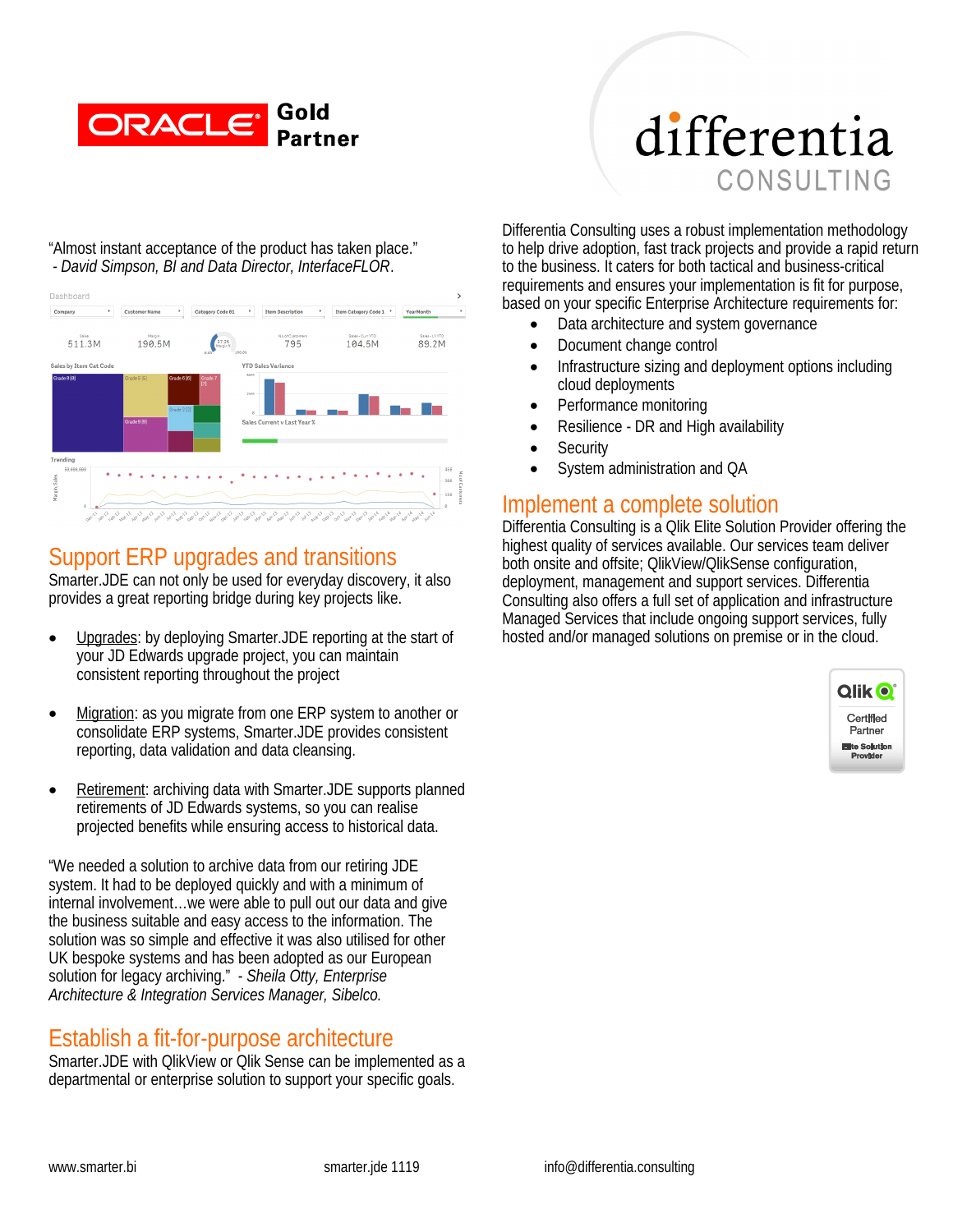"Almost instant acceptance of the product has taken place."
*- David Simpson, BI and Data Director, InterfaceFLOR*.

## Support ERP upgrades and transitions

Smarter.JDE can not only be used for everyday discovery, it also provides a great reporting bridge during key projects like.

- Upgrades: by deploying Smarter.JDE reporting at the start of your JD Edwards upgrade project, you can maintain consistent reporting throughout the project
- Migration: as you migrate from one ERP system to another or consolidate ERP systems, Smarter.JDE provides consistent reporting, data validation and data cleansing.
- Retirement: archiving data with Smarter.JDE supports planned retirements of JD Edwards systems, so you can realise projected benefits while ensuring access to historical data.

"We needed a solution to archive data from our retiring JDE system. It had to be deployed quickly and with a minimum of internal involvement…we were able to pull out our data and give the business suitable and easy access to the information. The solution was so simple and effective it was also utilised for other UK bespoke systems and has been adopted as our European solution for legacy archiving." *- Sheila Otty, Enterprise Architecture & Integration Services Manager, Sibelco.*

## Establish a fit-for-purpose architecture

Smarter.JDE with QlikView or Qlik Sense can be implemented as a departmental or enterprise solution to support your specific goals.

Differentia Consulting uses a robust implementation methodology to help drive adoption, fast track projects and provide a rapid return to the business. It caters for both tactical and business-critical requirements and ensures your implementation is fit for purpose, based on your specific Enterprise Architecture requirements for:

- Data architecture and system governance
- Document change control
- Infrastructure sizing and deployment options including cloud deployments
- Performance monitoring
- Resilience - DR and High availability
- Security
- System administration and QA

## Implement a complete solution

Differentia Consulting is a Qlik Elite Solution Provider offering the highest quality of services available. Our services team deliver both onsite and offsite; QlikView/QlikSense configuration, deployment, management and support services. Differentia Consulting also offers a full set of application and infrastructure Managed Services that include ongoing support services, fully hosted and/or managed solutions on premise or in the cloud.

www.smarter.bi | smarter.jde 1119 | info@differentia.consulting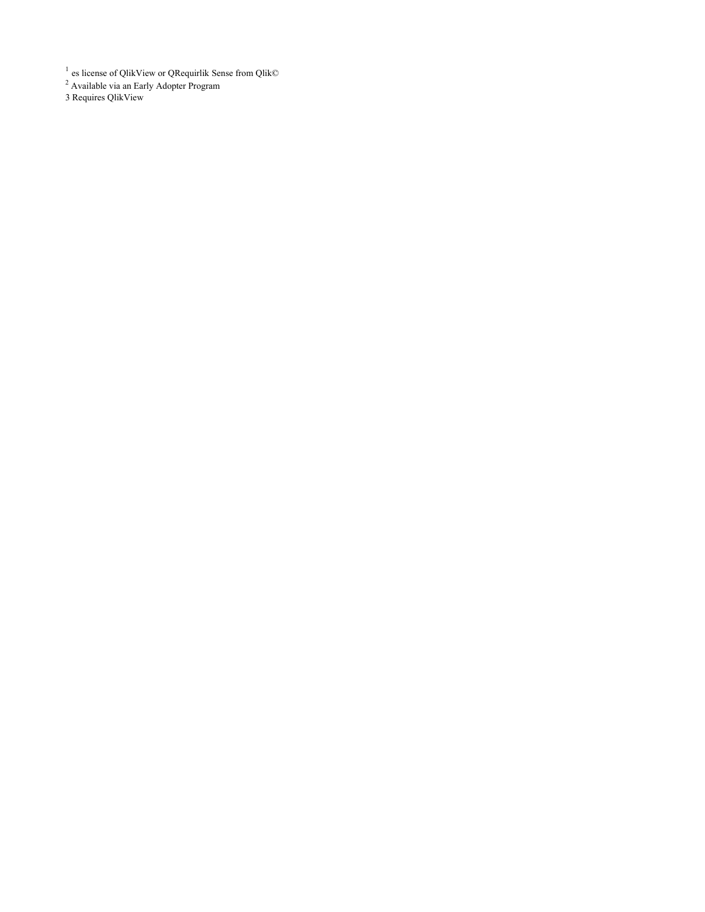[1] es license of QlikView or QRequirlik Sense from Qlik©
[2] Available via an Early Adopter Program
3 Requires QlikView